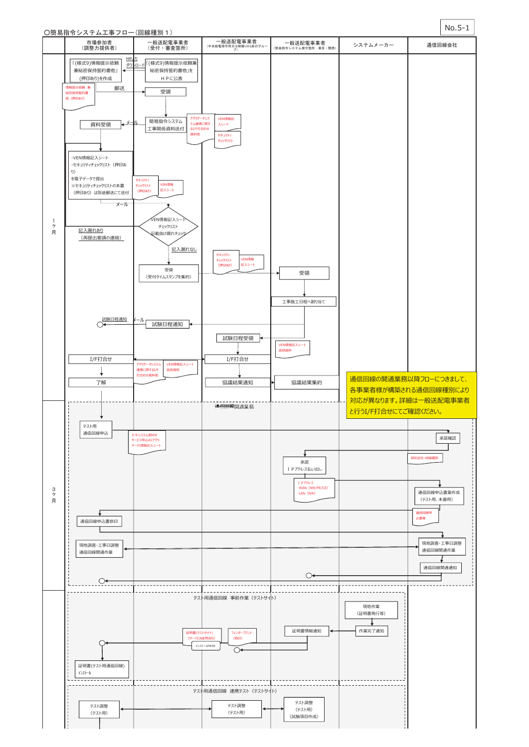No.5-1

# ○簡易指令システム工事フロー（回線種別１）

| | 市場参加者（調整力提供者） | 一般送配電事業者（受付・審査箇所） | 一般送配電事業者（中央給電指令所又は制御ｼｽﾃﾑ系のｸﾞﾙｰﾌﾟ） | 一般送配電事業者（簡易指令システム親局箇所：東京・関西） | システムメーカー | 通信回線会社 |
|---|---|---|---|---|---|---|

## 1ヶ月

- 一般送配電事業者（受付・審査箇所）：「(様式9)情報提示依頼兼秘密保持誓約書」他をＨＰに公表
- 市場参加者：HPよりダウンロード →「(様式9)情報提示依頼兼秘密保持誓約書」(押印あり)を作成
  - 情報提示依頼兼秘密保持誓約書他（押印あり）
- 郵送 → 一般送配電事業者：受領
- 一般送配電事業者：簡易指令システム工事関係資料送付
  - アグリゲータシステム連携に関するI/F打合わせ資料他
  - VEN情報記入シート
  - セキュリティチェックリスト
- メール → 市場参加者：資料受領
- 市場参加者：
  - ･VEN情報記入シート
  - ･セキュリティチェックリスト（押印あり）
  - を電子データで提出
  - ※セキュリティチェックリストの本書（押印あり）は別途郵送にて送付
  - セキュリティチェックリスト（押印あり）／VEN情報記入シート
- メール → 一般送配電事業者：VEN情報記入シート・チェックリスト記載抜け漏れチェック
  - 記入漏れあり →（市場参加者）記入漏れあり（再提出要請の連絡）
  - 記入漏れなし → 受領（受付タイムスタンプを集約）
    - セキュリティチェックリスト（押印あり）／VEN情報記入シート
- 簡易指令システム親局箇所：受領 → 工事施工日程へ割り当て
- 一般送配電事業者（受付・審査箇所）：試験日程通知 → メール → 市場参加者：試験日程通知
- 中央給電指令所又は制御ｼｽﾃﾑ系のｸﾞﾙｰﾌﾟ：試験日程受領
  - VEN情報記入シート返信資料
- 市場参加者：I/F打合せ ⇔ 一般送配電事業者：I/F打合せ
  - アグリゲータシステム連携に関するI/F打合わせ資料他／VEN情報記入シート返信資料
- 市場参加者：了解
- 一般送配電事業者：協議結果通知 → 協議結果集約

通信回線の開通業務以降フローにつきまして、各事業者様が構築される通信回線種別により対応が異なります。詳細は一般送配電事業者とI/F打合せにてご確認ください。

## 3ヶ月

### 通信回線開通業務

- 市場参加者：テスト用通信回線申込
  - ＤＲシステム用NWサービス申込み(アグリゲータ)情報記入シート
- 通信回線会社：承諾確認
  - 契約会社・回線種別
- 簡易指令システム親局箇所：承諾 ＩＰアドレス払い出し
  - ＩＰアドレス
  - ･WAN（NW/PE/CE）
  - ･LAN（NW）
- 通信回線会社：通信回線申込書案作成（テスト用、本番用）
  - 通信回線申込書案
- 市場参加者：通信回線申込書捺印
- 市場参加者：現地調査･工事日調整 通信回線開通作業 ⇔ 通信回線会社：現地調査･工事日調整 通信回線開通作業
- 通信回線会社：通信回線開通通知

### テスト用通信回線 事前作業（テストサイト）

- システムメーカー：現地作業（証明書発行等）→ 作業完了通知
- 簡易指令システム親局箇所：証明書情報通知
  - 証明書(テストサイト)（サーバCA証明含む）
  - フィンガープリント（刷印）
  - インストールPASS
- 市場参加者：証明書(テスト用通信回線)インストール

### テスト用通信回線 連携テスト（テストサイト）

- 市場参加者：テスト調整（テスト用）⇔ 一般送配電事業者：テスト調整（テスト用）⇔ 簡易指令システム親局箇所：テスト調整（テスト用）（試験項目作成）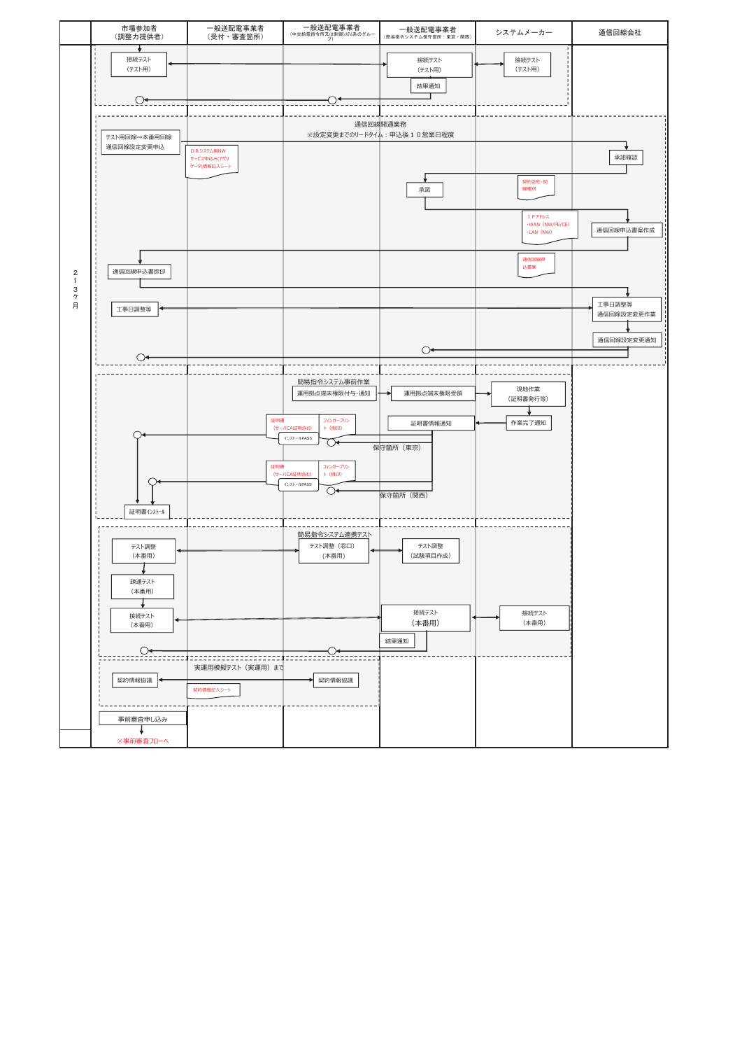| | 市場参加者（調整力提供者） | 一般送配電事業者（受付・審査箇所） | 一般送配電事業者（中央給電指令所又は制御システム系のグループ） | 一般送配電事業者（簡易指令システム保守箇所：東京・関西） | システムメーカー | 通信回線会社 |
|---|---|---|---|---|---|---|
| 2～3ヶ月 | 接続テスト（テスト用） | | | 接続テスト（テスト用）／結果通知 | 接続テスト（テスト用） | |

**通信回線開通業務**
※設定変更までのリードタイム：申込後１０営業日程度

- テスト用回線⇒本番用回線 通信回線設定変更申込（ＤＲシステム用NWサービス申込み(アグリゲータ)情報記入シート）
- 承諾確認（通信回線会社）
- 承諾（簡易指令システム保守箇所）（契約会社・回線種別）
- 通信回線申込書案作成（通信回線会社）（ＩＰアドレス ・WAN（NW/PE/CE） ・LAN（NW））
- 通信回線申込書捺印（市場参加者）（通信回線申込書）
- 工事日調整等（市場参加者）⇔ 工事日調整等 通信回線設定変更作業（通信回線会社）
- 通信回線設定変更通知

**簡易指令システム事前作業**

- 運用拠点端末権限付与・通知（中央給電指令所又は制御システム系のグループ）
- 運用拠点端末権限受領（簡易指令システム保守箇所）
- 現地作業（証明書発行等）（システムメーカー）
- 作業完了通知
- 証明書情報通知
- 証明書（サーバCA証明含む）、フィンガープリント（紙印）、インストールPASS
  - 保守箇所（東京）
  - 保守箇所（関西）
- 証明書インストール（市場参加者）

**簡易指令システム連携テスト**

- テスト調整（本番用）（市場参加者）⇔ テスト調整（窓口）（本番用） ⇔ テスト調整（試験項目作成）
- 疎通テスト（本番用）
- 接続テスト（本番用）⇔ 接続テスト（本番用）（簡易指令システム保守箇所）⇔ 接続テスト（本番用）（システムメーカー）
- 結果通知

**実運用模擬テスト（実運用）まで**

- 契約情報協議（市場参加者）⇔ 契約情報協議（中央給電指令所又は制御システム系のグループ）
- 契約情報記入シート

事前審査申し込み

※事前審査フローへ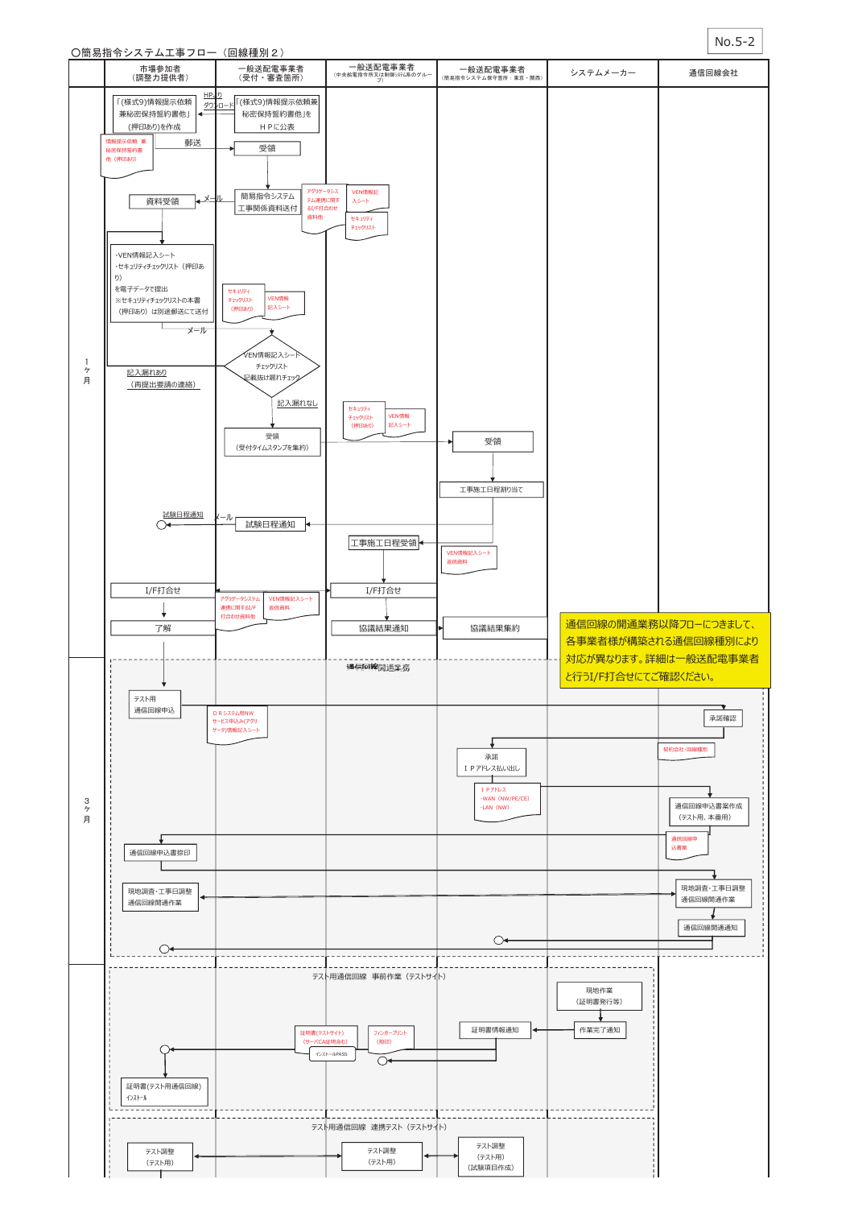No.5-2

○簡易指令システム工事フロー（回線種別２）

| | 市場参加者（調整力提供者） | 一般送配電事業者（受付・審査箇所） | 一般送配電事業者（中央給電指令所又は制御システム系のグループ） | 一般送配電事業者（簡易指令システム親局箇所：東京・関西） | システムメーカー | 通信回線会社 |
|---|---|---|---|---|---|---|
| １ヶ月 | 「(様式9)情報提示依頼兼秘密保持誓約書他」(押印あり)を作成 ← HPよりダウンロード | 「(様式9)情報提示依頼兼秘密保持誓約書他」をＨＰに公表 | | | | |
| | 情報提示依頼 兼秘密保持誓約書他（押印あり） → 郵送 | 受領 | | | | |
| | 資料受領 ← メール | 簡易指令システム工事関係資料送付（アグリゲータシステム連携に関するI/F打合わせ資料他、VEN情報記入シート、セキュリティチェックリスト） | | | | |
| | ・VEN情報記入シート ・セキュリティチェックリスト（押印あり）を電子データで提出 ※セキュリティチェックリストの本書（押印あり）は別途郵送にて送付 → メール（セキュリティチェックリスト（押印あり）、VEN情報記入シート） | VEN情報記入シート・チェックリスト記載抜け漏れチェック | | | | |
| | 記入漏れあり（再提出要請の連絡） | 記入漏れなし → 受領（受付タイムスタンプを集約） | （セキュリティチェックリスト（押印あり）、VEN情報記入シート） | 受領 | | |
| | | | | 工事施工日程割り当て | | |
| | 試験日程通知 ← メール | 試験日程通知 | 工事施工日程受領 ← | （VEN情報記入シート返信資料） | | |
| | I/F打合せ | （アグリゲータシステム連携に関するI/F打合わせ資料他、VEN情報記入シート返信資料） | I/F打合せ | | | |
| | 了解 | | 協議結果通知 | 協議結果集約 | | |
| ３ヶ月 | 通信回線開通業務 | | | | | |
| | テスト用通信回線申込 → （ＤＲシステム用NWサービス申込み(アグリゲータ)情報記入シート） | | | | | 承諾確認 |
| | | | | 承諾 ＩＰアドレス払い出し ← | | （契約会社・回線種別） |
| | | | | （ＩＰアドレス -WAN（NW/PE/CE） -LAN（NW）） | | 通信回線申込書案作成（テスト用、本番用） |
| | 通信回線申込書捺印 ← | | | | | （通信回線申込書案） |
| | 現地調査・工事日調整 通信回線開通作業 ↔ | | | | | 現地調査・工事日調整 通信回線開通作業 |
| | ○ ← | | | ○ ← | | 通信回線開通通知 |
| | テスト用通信回線 事前作業（テストサイト） | | | | | |
| | | | | | 現地作業（証明書発行等） | |
| | ○ ← （証明書(テストサイト)（サーバCA証明書含む）、インストールPASS） | | ○ ← （フィンガープリント（掲印）） | 証明書情報通知 ← | 作業完了通知 | |
| | 証明書(テスト用通信回線)インストール | | | | | |
| | テスト用通信回線 連携テスト（テストサイト） | | | | | |
| | テスト調整（テスト用） ↔ | | テスト調整（テスト用） ↔ | テスト調整（テスト用）（試験項目作成） | | |

通信回線の開通業務以降フローにつきまして、各事業者様が構築される通信回線種別により対応が異なります。詳細は一般送配電事業者とI/F打合せにてご確認ください。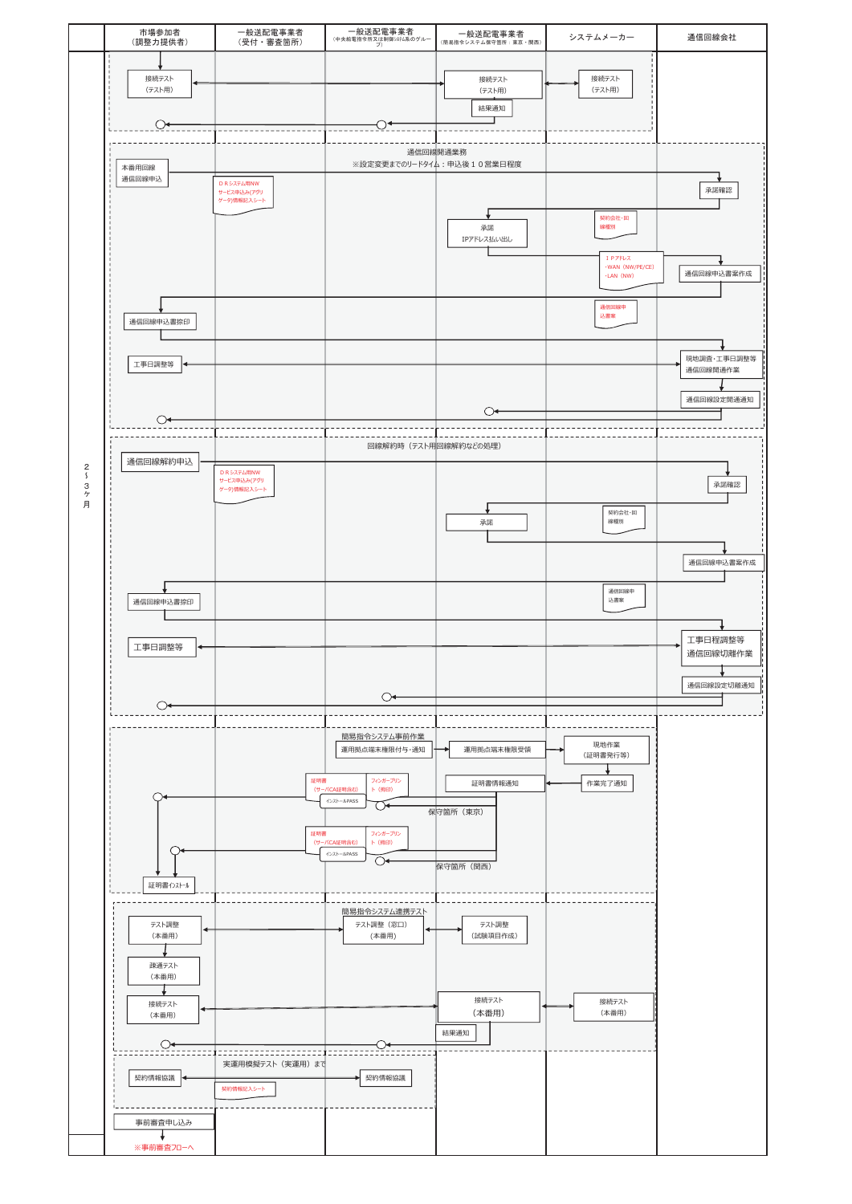| | 市場参加者（調整力提供者） | 一般送配電事業者（受付・審査箇所） | 一般送配電事業者（中央給電指令所又は制御システム系のグループ） | 一般送配電事業者（簡易指令システム保守箇所：東京・関西） | システムメーカー | 通信回線会社 |
|---|---|---|---|---|---|---|
| 2～3ヶ月 | | | | | | |

接続テスト（テスト用）
接続テスト（テスト用）
接続テスト（テスト用）
結果通知

通信回線開通業務
※設定変更までのリードタイム：申込後１０営業日程度

本番用回線 通信回線申込
ＤＲシステム用NW サービス申込み(アグリゲータ)情報記入シート
承認確認
承認 IPアドレス払い出し
契約会社・回線種別
ＩＰアドレス ・WAN（NW/PE/CE） ・LAN（NW）
通信回線申込書案作成
通信回線申込書捺印
通信回線申込書案
工事日調整等
現地調査・工事日調整等 通信回線開通作業
通信回線設定開通通知

回線解約時（テスト用回線解約などの処理）

通信回線解約申込
ＤＲシステム用NW サービス申込み(アグリゲータ)情報記入シート
承認確認
承認
契約会社・回線種別
通信回線申込書案作成
通信回線申込書捺印
通信回線申込書案
工事日調整等
工事日程調整等 通信回線切離作業
通信回線設定切離通知

簡易指令システム事前作業

運用拠点端末権限付与・通知
運用拠点端末権限受領
現地作業（証明書発行等）
作業完了通知
証明書情報通知
証明書（サーバCA証明含む） フィンガープリント（相印） インストールPASS
保守箇所（東京）
証明書（サーバCA証明含む） フィンガープリント（相印） インストールPASS
保守箇所（関西）
証明書インストール

簡易指令システム連携テスト

テスト調整（本番用）
テスト調整（窓口）（本番用）
テスト調整（試験項目作成）
疎通テスト（本番用）
接続テスト（本番用）
接続テスト（本番用）
接続テスト（本番用）
結果通知

実運用模擬テスト（実運用）まで

契約情報協議
契約情報記入シート
契約情報協議

事前審査申し込み

※事前審査フローへ